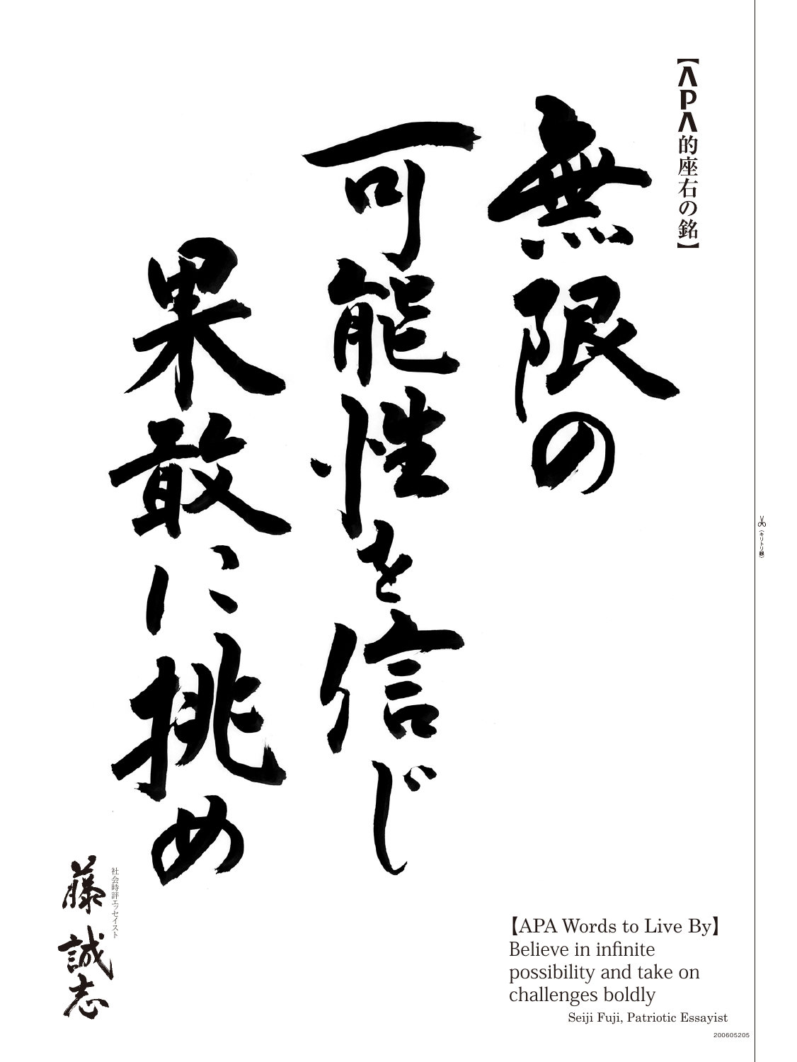【APA的座右の銘】

# 無限の可能性を信じ果敢に挑め

社会時評エッセイスト
藤誠志

【APA Words to Live By】
Believe in infinite possibility and take on challenges boldly

Seiji Fuji, Patriotic Essayist

（キリトリ線）

200605205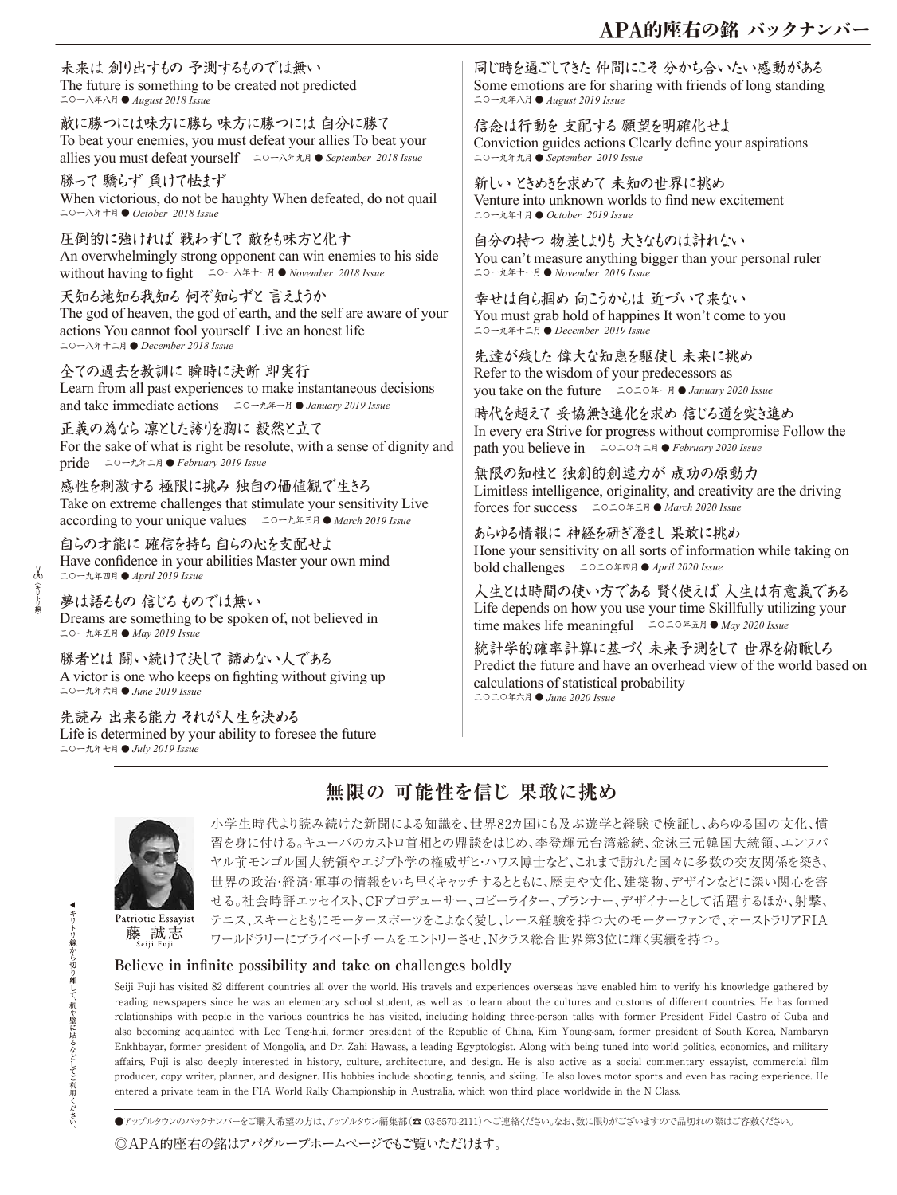## APA的座右の銘 バックナンバー

未来は 創り出すもの 予測するものでは無い
The future is something to be created not predicted
二〇一八年八月 ● *August 2018 Issue*

敵に勝つには味方に勝ち 味方に勝つには 自分に勝て
To beat your enemies, you must defeat your allies To beat your allies you must defeat yourself 二〇一八年九月 ● *September 2018 Issue*

勝って 驕らず 負けて怯まず
When victorious, do not be haughty When defeated, do not quail
二〇一八年十月 ● *October 2018 Issue*

圧倒的に強ければ 戦わずして 敵をも味方と化す
An overwhelmingly strong opponent can win enemies to his side without having to fight 二〇一八年十一月 ● *November 2018 Issue*

天知る地知る我知る 何ぞ知らずと 言えようか
The god of heaven, the god of earth, and the self are aware of your actions You cannot fool yourself Live an honest life
二〇一八年十二月 ● *December 2018 Issue*

全ての過去を教訓に 瞬時に決断 即実行
Learn from all past experiences to make instantaneous decisions and take immediate actions 二〇一九年一月 ● *January 2019 Issue*

正義の為なら 凛とした誇りを胸に 毅然と立て
For the sake of what is right be resolute, with a sense of dignity and pride 二〇一九年二月 ● *February 2019 Issue*

感性を刺激する 極限に挑み 独自の価値観で生きろ
Take on extreme challenges that stimulate your sensitivity Live according to your unique values 二〇一九年三月 ● *March 2019 Issue*

自らの才能に 確信を持ち 自らの心を支配せよ
Have confidence in your abilities Master your own mind
二〇一九年四月 ● *April 2019 Issue*

夢は語るもの 信じる ものでは無い
Dreams are something to be spoken of, not believed in
二〇一九年五月 ● *May 2019 Issue*

勝者とは 闘い続けて決して 諦めない人である
A victor is one who keeps on fighting without giving up
二〇一九年六月 ● *June 2019 Issue*

先読み 出来る能力 それが人生を決める
Life is determined by your ability to foresee the future
二〇一九年七月 ● *July 2019 Issue*

同じ時を過ごしてきた 仲間にこそ 分かち合いたい感動がある
Some emotions are for sharing with friends of long standing
二〇一九年八月 ● *August 2019 Issue*

信念は行動を 支配する 願望を明確化せよ
Conviction guides actions Clearly define your aspirations
二〇一九年九月 ● *September 2019 Issue*

新しい ときめきを求めて 未知の世界に挑め
Venture into unknown worlds to find new excitement
二〇一九年十月 ● *October 2019 Issue*

自分の持つ 物差しよりも 大きなものは計れない
You can't measure anything bigger than your personal ruler
二〇一九年十一月 ● *November 2019 Issue*

幸せは自ら掴め 向こうからは 近づいて来ない
You must grab hold of happines It won't come to you
二〇一九年十二月 ● *December 2019 Issue*

先達が残した 偉大な知恵を駆使し 未来に挑め
Refer to the wisdom of your predecessors as you take on the future 二〇二〇年一月 ● *January 2020 Issue*

時代を超えて 妥協無き進化を求め 信じる道を突き進め
In every era Strive for progress without compromise Follow the path you believe in 二〇二〇年二月 ● *February 2020 Issue*

無限の知性と 独創的創造力が 成功の原動力
Limitless intelligence, originality, and creativity are the driving forces for success 二〇二〇年三月 ● *March 2020 Issue*

あらゆる情報に 神経を研ぎ澄まし 果敢に挑め
Hone your sensitivity on all sorts of information while taking on bold challenges 二〇二〇年四月 ● *April 2020 Issue*

人生とは時間の使い方である 賢く使えば 人生は有意義である
Life depends on how you use your time Skillfully utilizing your time makes life meaningful 二〇二〇年五月 ● *May 2020 Issue*

統計学的確率計算に基づく 未来予測をして 世界を俯瞰しろ
Predict the future and have an overhead view of the world based on calculations of statistical probability
二〇二〇年六月 ● *June 2020 Issue*

## 無限の 可能性を信じ 果敢に挑め

Patriotic Essayist
藤 誠志
Seiji Fuji

小学生時代より読み続けた新聞による知識を、世界82カ国にも及ぶ遊学と経験で検証し、あらゆる国の文化、慣習を身に付ける。キューバのカストロ首相との鼎談をはじめ、李登輝元台湾総統、金泳三元韓国大統領、エンフバヤル前モンゴル国大統領やエジプト学の権威ザヒ・ハワス博士など、これまで訪れた国々に多数の交友関係を築き、世界の政治・経済・軍事の情報をいち早くキャッチするとともに、歴史や文化、建築物、デザインなどに深い関心を寄せる。社会時評エッセイスト、CFプロデューサー、コピーライター、プランナー、デザイナーとして活躍するほか、射撃、テニス、スキーとともにモータースポーツをこよなく愛し、レース経験を持つ大のモーターファンで、オーストラリアFIAワールドラリーにプライベートチームをエントリーさせ、Nクラス総合世界第3位に輝く実績を持つ。

### Believe in infinite possibility and take on challenges boldly

Seiji Fuji has visited 82 different countries all over the world. His travels and experiences overseas have enabled him to verify his knowledge gathered by reading newspapers since he was an elementary school student, as well as to learn about the cultures and customs of different countries. He has formed relationships with people in the various countries he has visited, including holding three-person talks with former President Fidel Castro of Cuba and also becoming acquainted with Lee Teng-hui, former president of the Republic of China, Kim Young-sam, former president of South Korea, Nambaryn Enkhbayar, former president of Mongolia, and Dr. Zahi Hawass, a leading Egyptologist. Along with being tuned into world politics, economics, and military affairs, Fuji is also deeply interested in history, culture, architecture, and design. He is also active as a social commentary essayist, commercial film producer, copy writer, planner, and designer. His hobbies include shooting, tennis, and skiing. He also loves motor sports and even has racing experience. He entered a private team in the FIA World Rally Championship in Australia, which won third place worldwide in the N Class.

◀キリトリ線から切り離して、机や壁に貼るなどしてご利用ください。

●アップルタウンのバックナンバーをご購入希望の方は、アップルタウン編集部(☎ 03-5570-2111)へご連絡ください。なお、数に限りがございますので品切れの際はご容赦ください。

◎APA的座右の銘はアパグループホームページでもご覧いただけます。